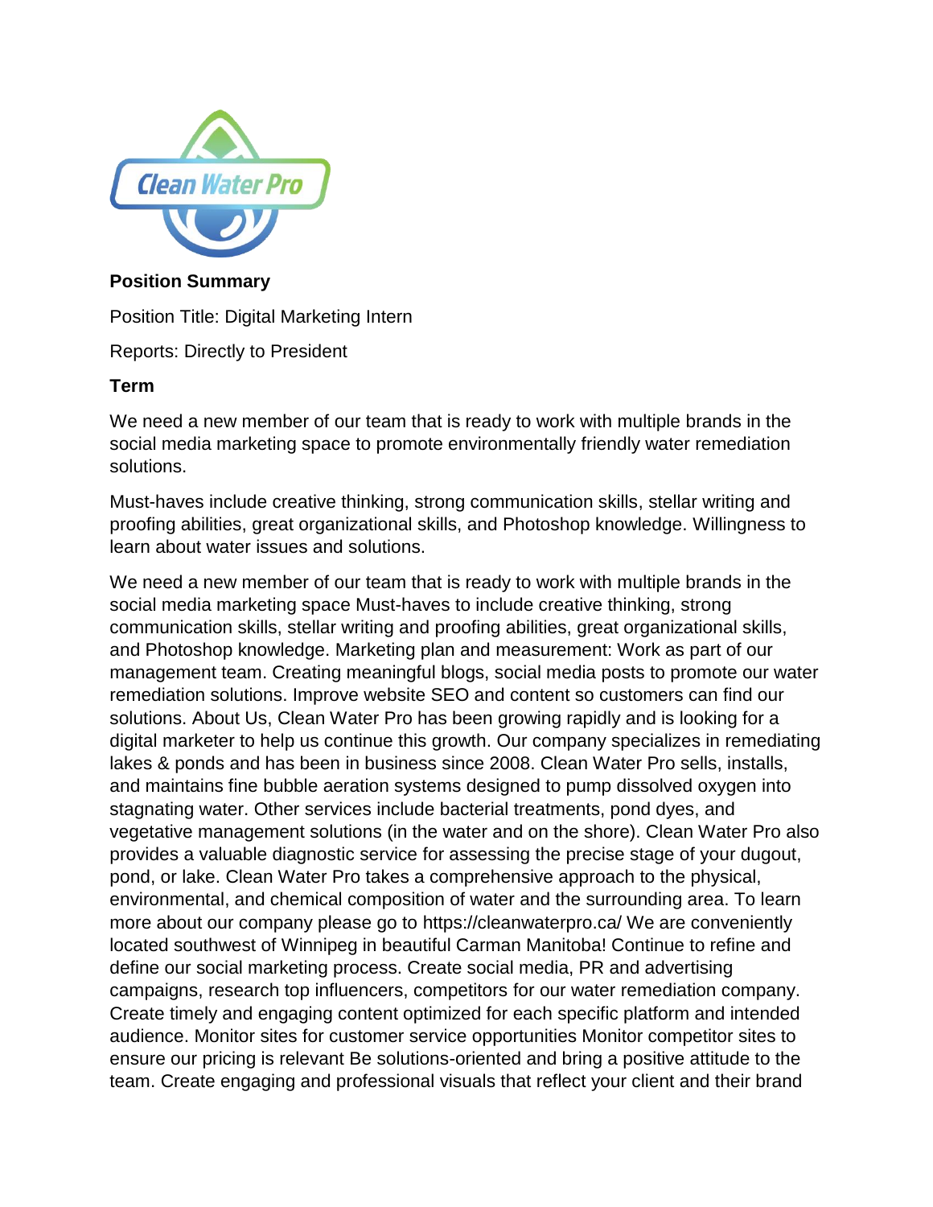**Position Summary**

Position Title: Digital Marketing Intern

Reports: Directly to President

**Term**

We need a new member of our team that is ready to work with multiple brands in the social media marketing space to promote environmentally friendly water remediation solutions.

Must-haves include creative thinking, strong communication skills, stellar writing and proofing abilities, great organizational skills, and Photoshop knowledge. Willingness to learn about water issues and solutions.

We need a new member of our team that is ready to work with multiple brands in the social media marketing space Must-haves to include creative thinking, strong communication skills, stellar writing and proofing abilities, great organizational skills, and Photoshop knowledge. Marketing plan and measurement: Work as part of our management team. Creating meaningful blogs, social media posts to promote our water remediation solutions. Improve website SEO and content so customers can find our solutions. About Us, Clean Water Pro has been growing rapidly and is looking for a digital marketer to help us continue this growth. Our company specializes in remediating lakes & ponds and has been in business since 2008. Clean Water Pro sells, installs, and maintains fine bubble aeration systems designed to pump dissolved oxygen into stagnating water. Other services include bacterial treatments, pond dyes, and vegetative management solutions (in the water and on the shore). Clean Water Pro also provides a valuable diagnostic service for assessing the precise stage of your dugout, pond, or lake. Clean Water Pro takes a comprehensive approach to the physical, environmental, and chemical composition of water and the surrounding area. To learn more about our company please go to https://cleanwaterpro.ca/ We are conveniently located southwest of Winnipeg in beautiful Carman Manitoba! Continue to refine and define our social marketing process. Create social media, PR and advertising campaigns, research top influencers, competitors for our water remediation company. Create timely and engaging content optimized for each specific platform and intended audience. Monitor sites for customer service opportunities Monitor competitor sites to ensure our pricing is relevant Be solutions-oriented and bring a positive attitude to the team. Create engaging and professional visuals that reflect your client and their brand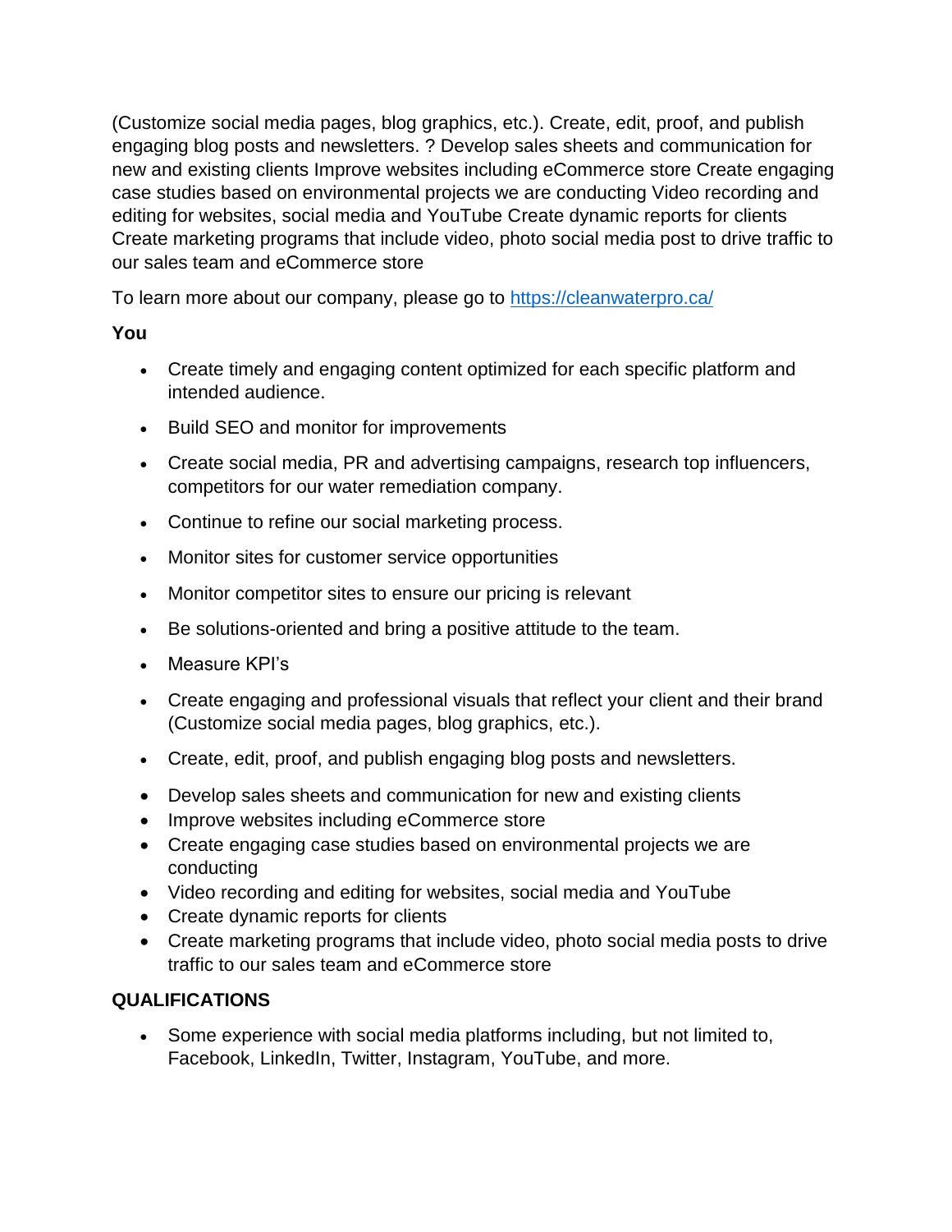(Customize social media pages, blog graphics, etc.). Create, edit, proof, and publish engaging blog posts and newsletters. ? Develop sales sheets and communication for new and existing clients Improve websites including eCommerce store Create engaging case studies based on environmental projects we are conducting Video recording and editing for websites, social media and YouTube Create dynamic reports for clients Create marketing programs that include video, photo social media post to drive traffic to our sales team and eCommerce store

To learn more about our company, please go to [https://cleanwaterpro.ca/](https://cleanwaterpro.ca/)

**You**

- Create timely and engaging content optimized for each specific platform and intended audience.
- Build SEO and monitor for improvements
- Create social media, PR and advertising campaigns, research top influencers, competitors for our water remediation company.
- Continue to refine our social marketing process.
- Monitor sites for customer service opportunities
- Monitor competitor sites to ensure our pricing is relevant
- Be solutions-oriented and bring a positive attitude to the team.
- Measure KPI's
- Create engaging and professional visuals that reflect your client and their brand (Customize social media pages, blog graphics, etc.).
- Create, edit, proof, and publish engaging blog posts and newsletters.
- Develop sales sheets and communication for new and existing clients
- Improve websites including eCommerce store
- Create engaging case studies based on environmental projects we are conducting
- Video recording and editing for websites, social media and YouTube
- Create dynamic reports for clients
- Create marketing programs that include video, photo social media posts to drive traffic to our sales team and eCommerce store

**QUALIFICATIONS**

- Some experience with social media platforms including, but not limited to, Facebook, LinkedIn, Twitter, Instagram, YouTube, and more.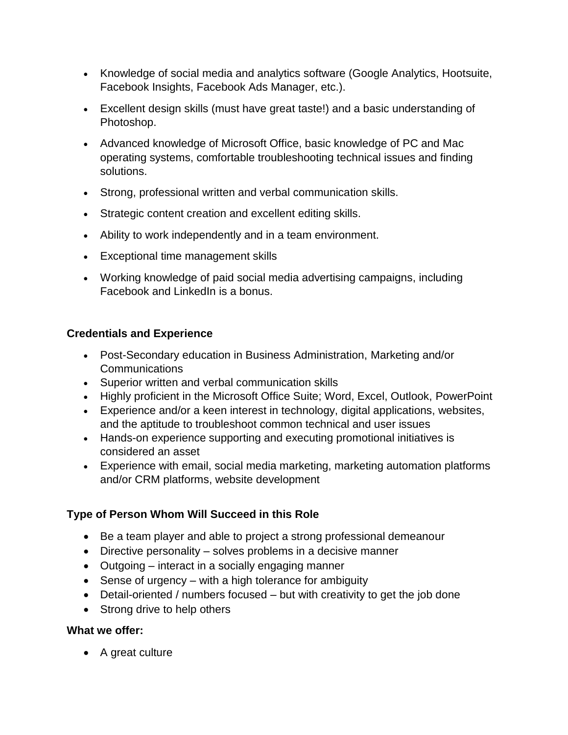- Knowledge of social media and analytics software (Google Analytics, Hootsuite, Facebook Insights, Facebook Ads Manager, etc.).
- Excellent design skills (must have great taste!) and a basic understanding of Photoshop.
- Advanced knowledge of Microsoft Office, basic knowledge of PC and Mac operating systems, comfortable troubleshooting technical issues and finding solutions.
- Strong, professional written and verbal communication skills.
- Strategic content creation and excellent editing skills.
- Ability to work independently and in a team environment.
- Exceptional time management skills
- Working knowledge of paid social media advertising campaigns, including Facebook and LinkedIn is a bonus.

**Credentials and Experience**

- Post-Secondary education in Business Administration, Marketing and/or Communications
- Superior written and verbal communication skills
- Highly proficient in the Microsoft Office Suite; Word, Excel, Outlook, PowerPoint
- Experience and/or a keen interest in technology, digital applications, websites, and the aptitude to troubleshoot common technical and user issues
- Hands-on experience supporting and executing promotional initiatives is considered an asset
- Experience with email, social media marketing, marketing automation platforms and/or CRM platforms, website development

**Type of Person Whom Will Succeed in this Role**

- Be a team player and able to project a strong professional demeanour
- Directive personality – solves problems in a decisive manner
- Outgoing – interact in a socially engaging manner
- Sense of urgency – with a high tolerance for ambiguity
- Detail-oriented / numbers focused – but with creativity to get the job done
- Strong drive to help others

**What we offer:**

- A great culture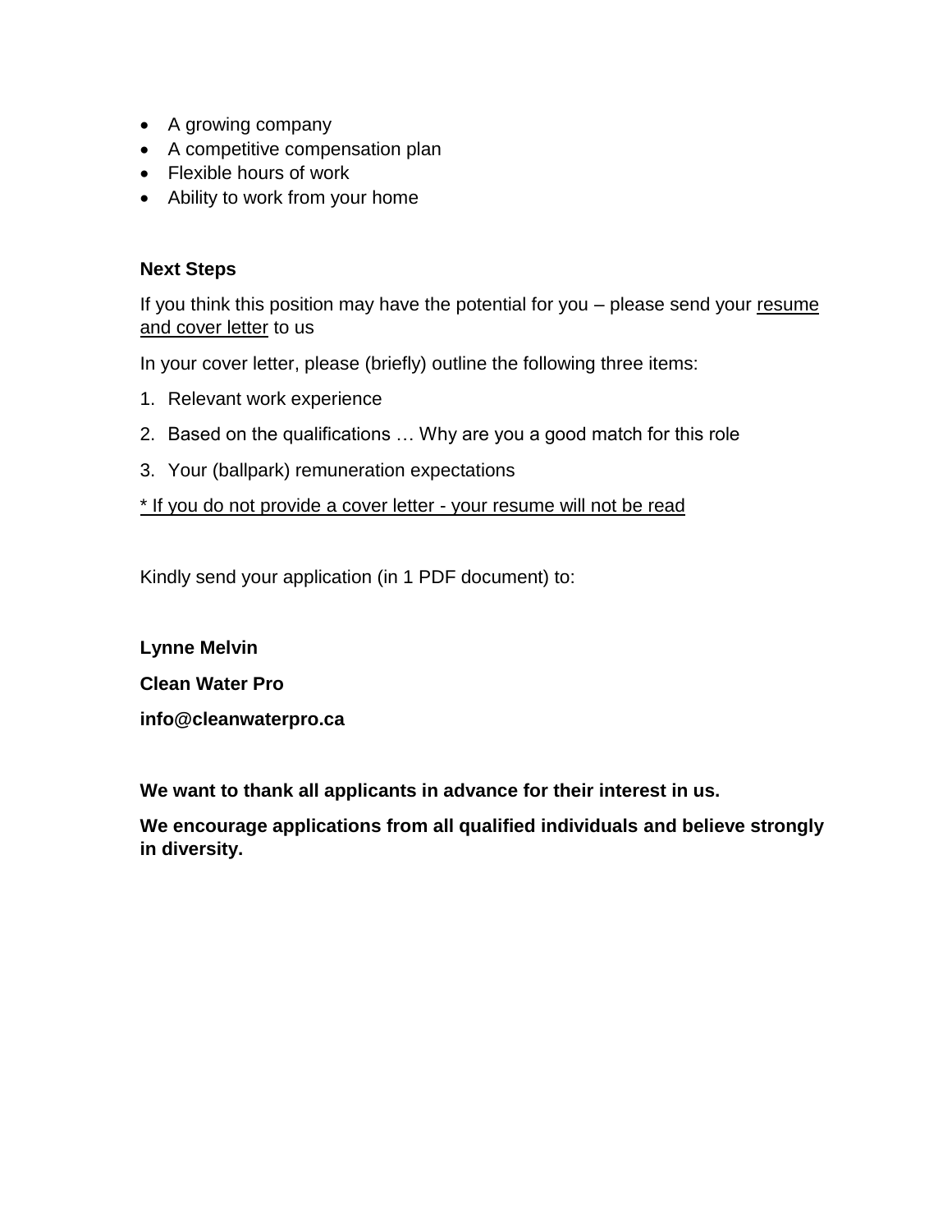- A growing company
- A competitive compensation plan
- Flexible hours of work
- Ability to work from your home

**Next Steps**

If you think this position may have the potential for you – please send your resume and cover letter to us

In your cover letter, please (briefly) outline the following three items:

1. Relevant work experience
2. Based on the qualifications … Why are you a good match for this role
3. Your (ballpark) remuneration expectations

* If you do not provide a cover letter - your resume will not be read

Kindly send your application (in 1 PDF document) to:

**Lynne Melvin**

**Clean Water Pro**

**info@cleanwaterpro.ca**

**We want to thank all applicants in advance for their interest in us.**

**We encourage applications from all qualified individuals and believe strongly in diversity.**